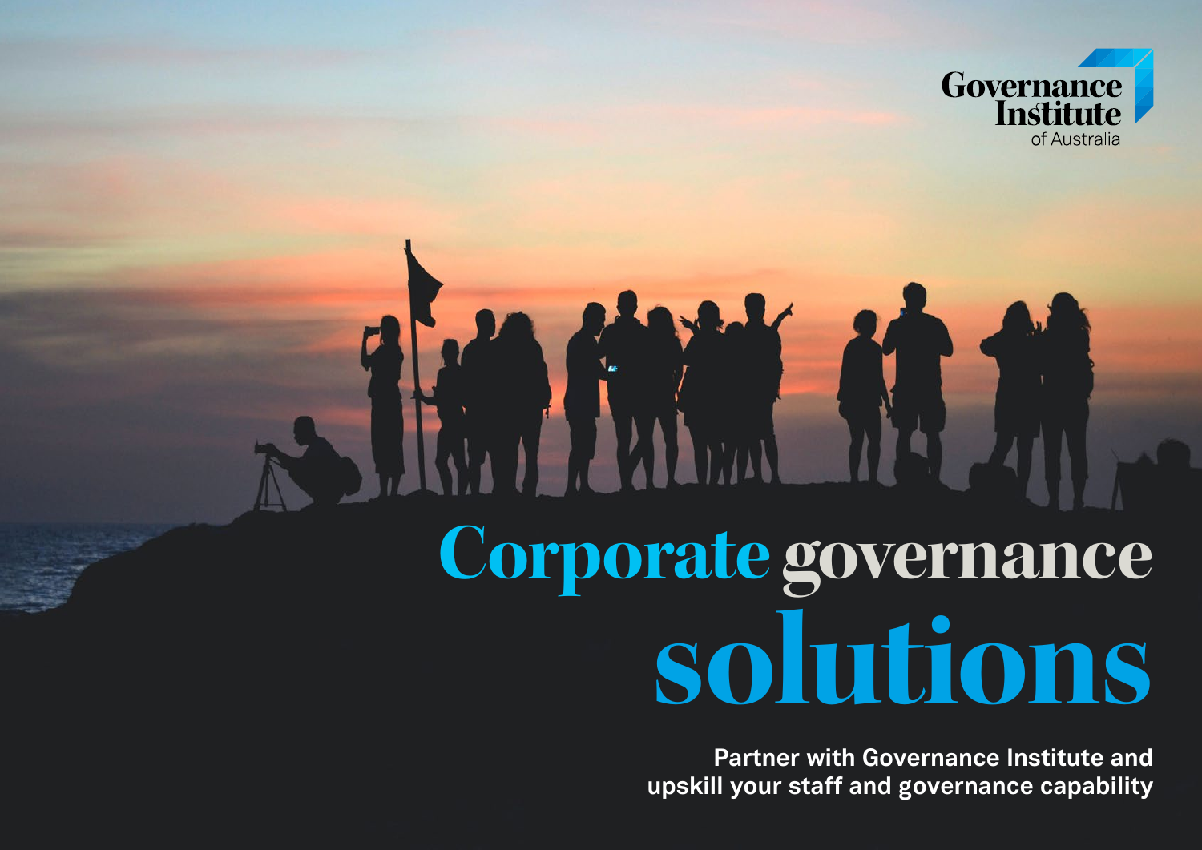Governance Institute of Australia

# Corporate governance solutions

**Partner with Governance Institute and upskill your staff and governance capability**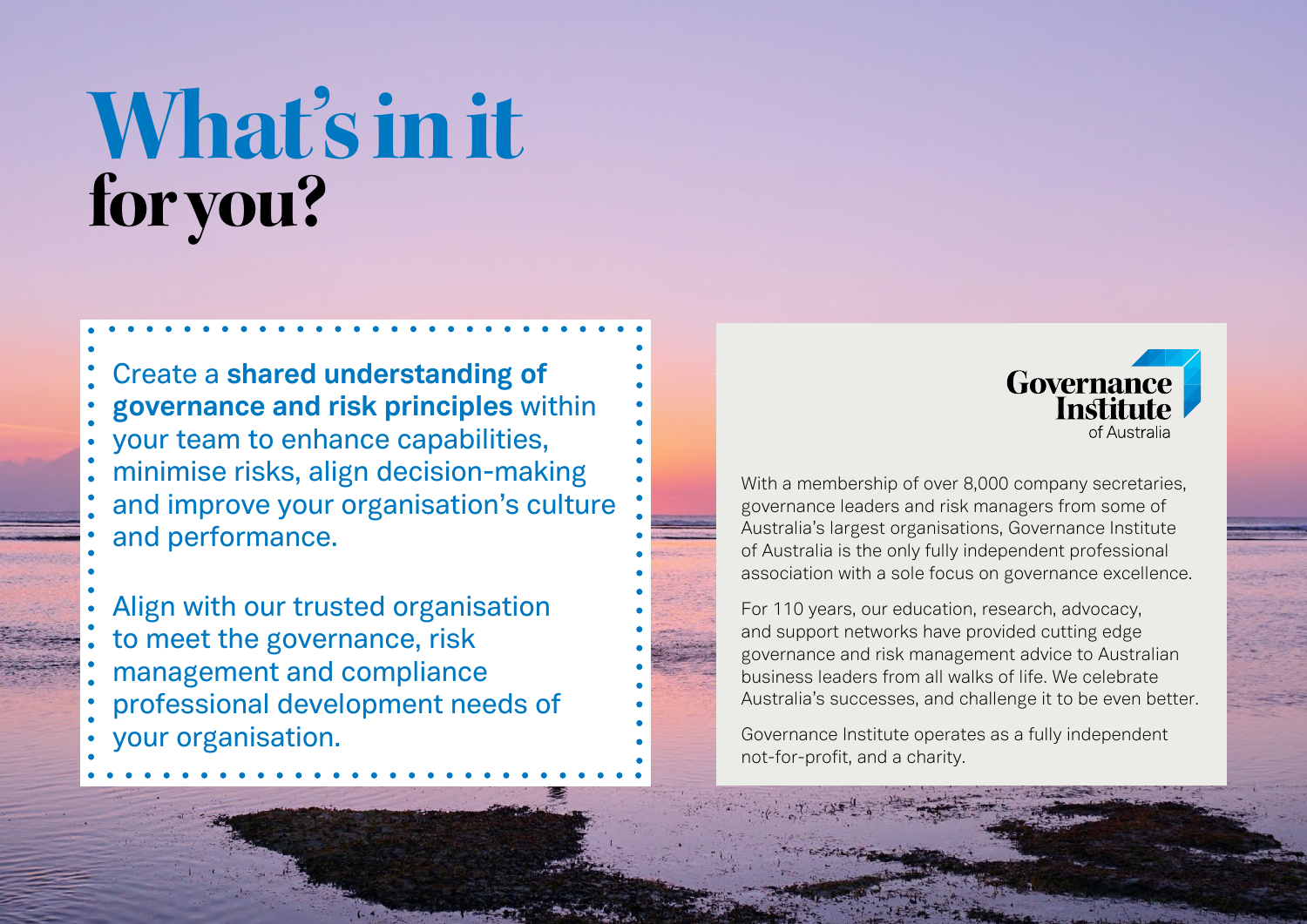# What's in it for you?

Create a **shared understanding of governance and risk principles** within your team to enhance capabilities, minimise risks, align decision-making and improve your organisation's culture and performance.

Align with our trusted organisation to meet the governance, risk management and compliance professional development needs of your organisation.

Governance Institute of Australia

With a membership of over 8,000 company secretaries, governance leaders and risk managers from some of Australia's largest organisations, Governance Institute of Australia is the only fully independent professional association with a sole focus on governance excellence.

For 110 years, our education, research, advocacy, and support networks have provided cutting edge governance and risk management advice to Australian business leaders from all walks of life. We celebrate Australia's successes, and challenge it to be even better.

Governance Institute operates as a fully independent not-for-profit, and a charity.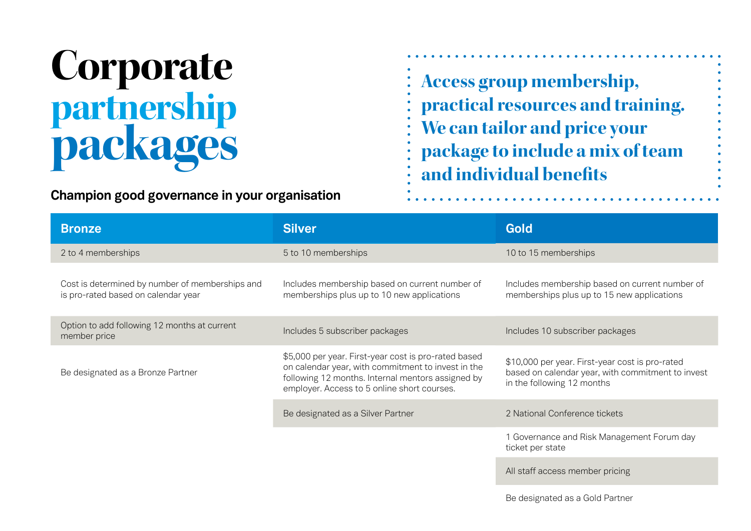# Corporate partnership packages

**Champion good governance in your organisation**

**Access group membership, practical resources and training. We can tailor and price your package to include a mix of team and individual benefits**

| Bronze | Silver | Gold |
|---|---|---|
| 2 to 4 memberships | 5 to 10 memberships | 10 to 15 memberships |
| Cost is determined by number of memberships and is pro-rated based on calendar year | Includes membership based on current number of memberships plus up to 10 new applications | Includes membership based on current number of memberships plus up to 15 new applications |
| Option to add following 12 months at current member price | Includes 5 subscriber packages | Includes 10 subscriber packages |
| Be designated as a Bronze Partner | $5,000 per year. First-year cost is pro-rated based on calendar year, with commitment to invest in the following 12 months. Internal mentors assigned by employer. Access to 5 online short courses. | $10,000 per year. First-year cost is pro-rated based on calendar year, with commitment to invest in the following 12 months |
| | Be designated as a Silver Partner | 2 National Conference tickets |
| | | 1 Governance and Risk Management Forum day ticket per state |
| | | All staff access member pricing |
| | | Be designated as a Gold Partner |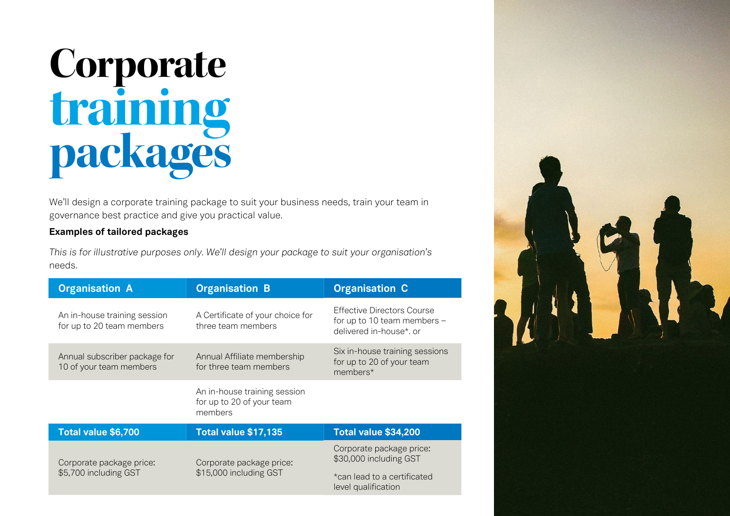# Corporate training packages

We'll design a corporate training package to suit your business needs, train your team in governance best practice and give you practical value.

**Examples of tailored packages**

*This is for illustrative purposes only. We'll design your package to suit your organisation's needs.*

| Organisation A | Organisation B | Organisation C |
|---|---|---|
| An in-house training session for up to 20 team members | A Certificate of your choice for three team members | Effective Directors Course for up to 10 team members – delivered in-house*. or |
| Annual subscriber package for 10 of your team members | Annual Affiliate membership for three team members | Six in-house training sessions for up to 20 of your team members* |
| | An in-house training session for up to 20 of your team members | |
| **Total value $6,700** | **Total value $17,135** | **Total value $34,200** |
| Corporate package price: $5,700 including GST | Corporate package price: $15,000 including GST | Corporate package price: $30,000 including GST<br><br>*can lead to a certificated level qualification |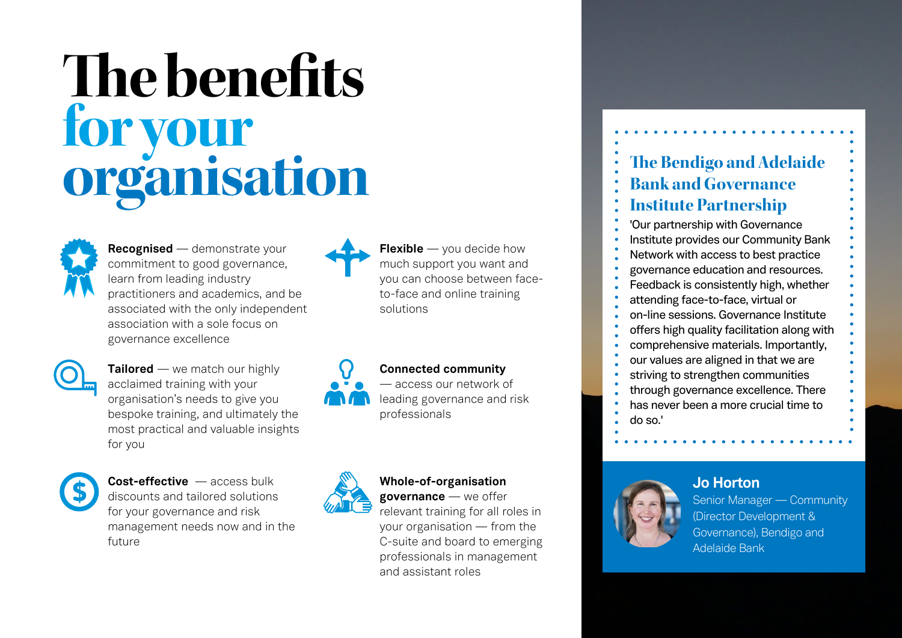# The benefits for your organisation

**Recognised** — demonstrate your commitment to good governance, learn from leading industry practitioners and academics, and be associated with the only independent association with a sole focus on governance excellence

**Tailored** — we match our highly acclaimed training with your organisation's needs to give you bespoke training, and ultimately the most practical and valuable insights for you

**Cost-effective** — access bulk discounts and tailored solutions for your governance and risk management needs now and in the future

**Flexible** — you decide how much support you want and you can choose between face-to-face and online training solutions

**Connected community** — access our network of leading governance and risk professionals

**Whole-of-organisation governance** — we offer relevant training for all roles in your organisation — from the C-suite and board to emerging professionals in management and assistant roles

## The Bendigo and Adelaide Bank and Governance Institute Partnership

'Our partnership with Governance Institute provides our Community Bank Network with access to best practice governance education and resources. Feedback is consistently high, whether attending face-to-face, virtual or on-line sessions. Governance Institute offers high quality facilitation along with comprehensive materials. Importantly, our values are aligned in that we are striving to strengthen communities through governance excellence. There has never been a more crucial time to do so.'

**Jo Horton**
Senior Manager — Community (Director Development & Governance), Bendigo and Adelaide Bank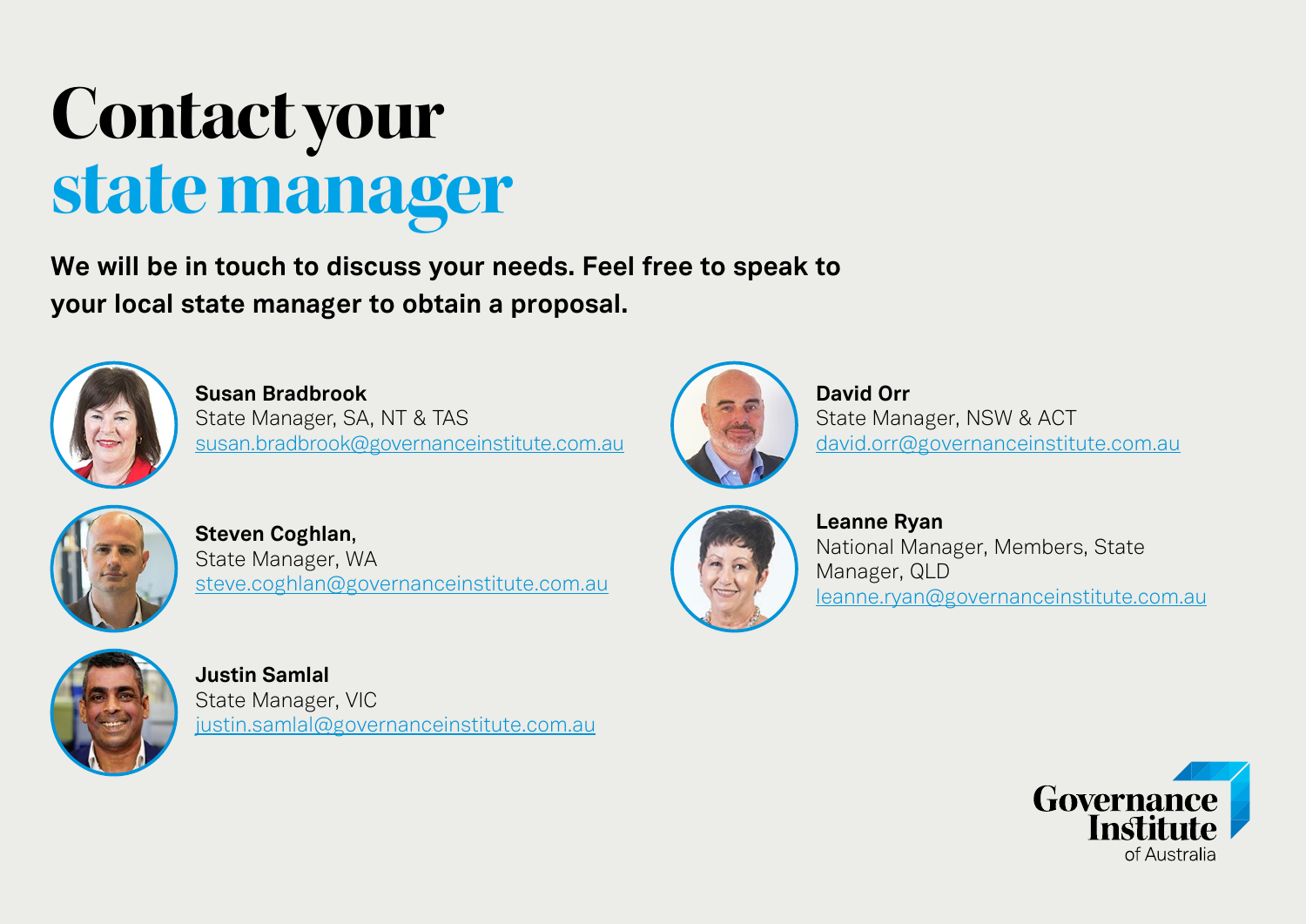# Contact your state manager

**We will be in touch to discuss your needs. Feel free to speak to your local state manager to obtain a proposal.**

**Susan Bradbrook**
State Manager, SA, NT & TAS
susan.bradbrook@governanceinstitute.com.au

**Steven Coghlan,**
State Manager, WA
steve.coghlan@governanceinstitute.com.au

**Justin Samlal**
State Manager, VIC
justin.samlal@governanceinstitute.com.au

**David Orr**
State Manager, NSW & ACT
david.orr@governanceinstitute.com.au

**Leanne Ryan**
National Manager, Members, State Manager, QLD
leanne.ryan@governanceinstitute.com.au

Governance Institute of Australia